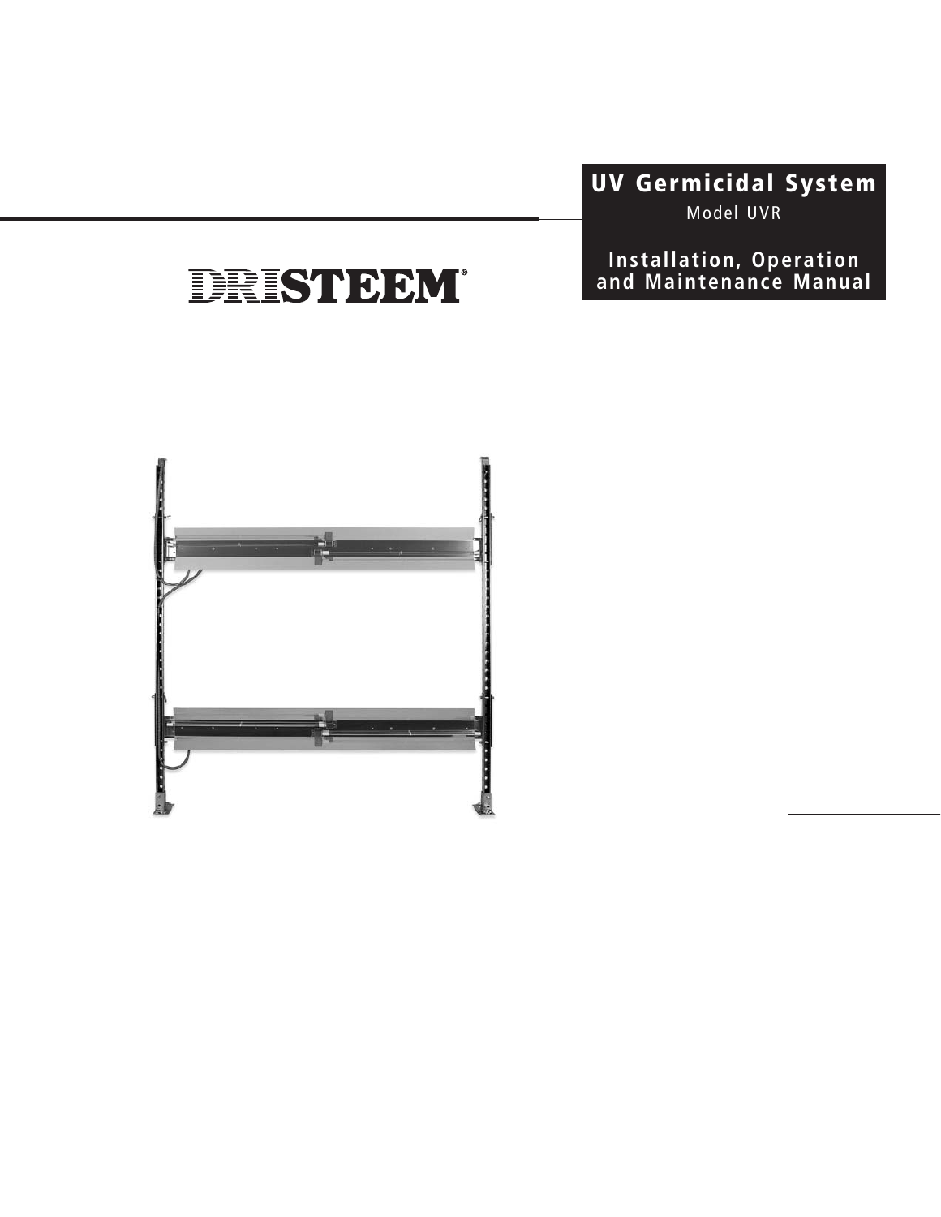# UV Germicidal System

Model UVR

## Installation, Operation and Maintenance Manual

DRISTEEM®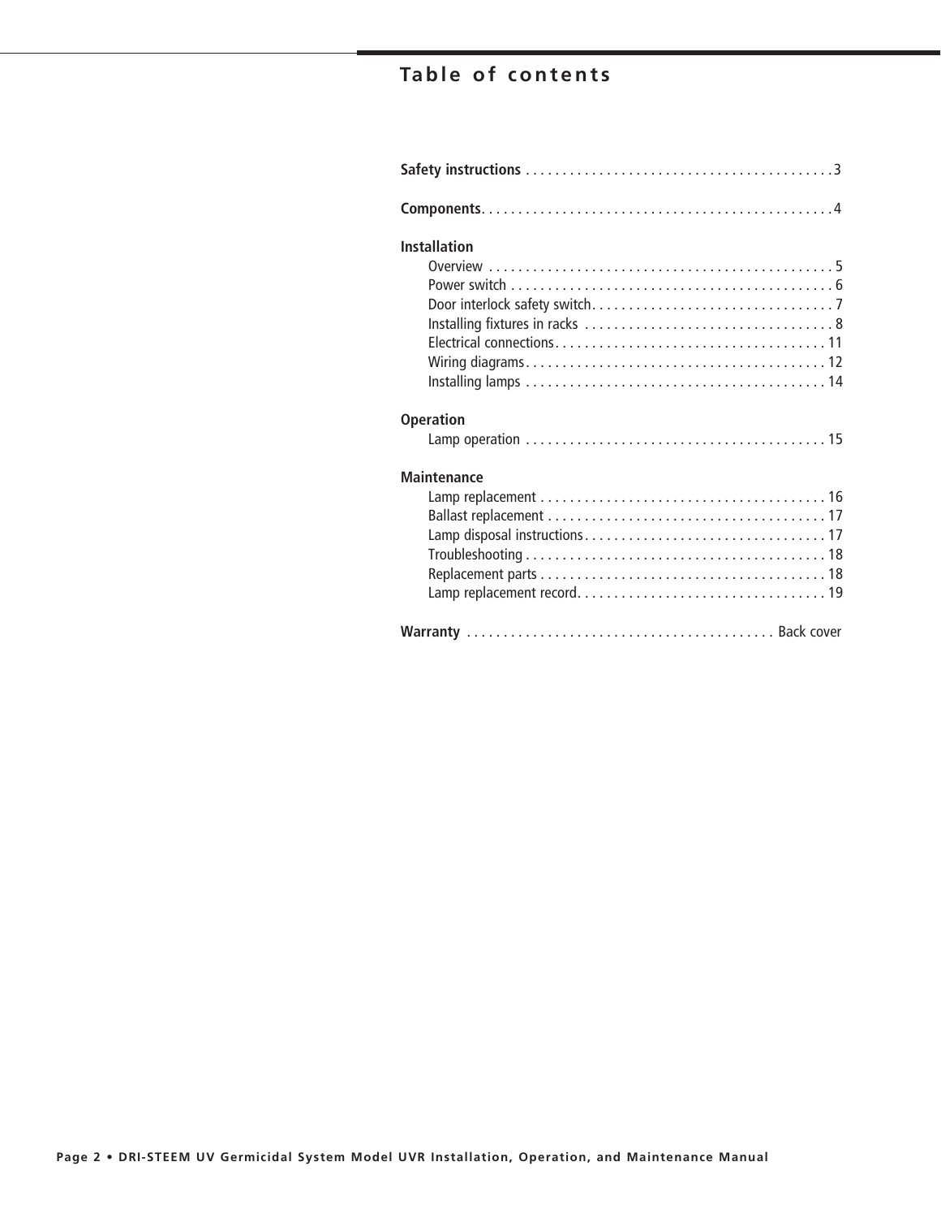# Table of contents

**Safety instructions** . . . . . . . . . . . . . . . . . . . . . . . . . . . . . . . . . . . . . . . . . 3

**Components** . . . . . . . . . . . . . . . . . . . . . . . . . . . . . . . . . . . . . . . . . . . . . . . 4

**Installation**
- Overview . . . . . . . . . . . . . . . . . . . . . . . . . . . . . . . . . . . . . . . . . . . . . . . 5
- Power switch . . . . . . . . . . . . . . . . . . . . . . . . . . . . . . . . . . . . . . . . . . . . 6
- Door interlock safety switch . . . . . . . . . . . . . . . . . . . . . . . . . . . . . . . . . 7
- Installing fixtures in racks . . . . . . . . . . . . . . . . . . . . . . . . . . . . . . . . . . 8
- Electrical connections . . . . . . . . . . . . . . . . . . . . . . . . . . . . . . . . . . . . . 11
- Wiring diagrams . . . . . . . . . . . . . . . . . . . . . . . . . . . . . . . . . . . . . . . . . 12
- Installing lamps . . . . . . . . . . . . . . . . . . . . . . . . . . . . . . . . . . . . . . . . . 14

**Operation**
- Lamp operation . . . . . . . . . . . . . . . . . . . . . . . . . . . . . . . . . . . . . . . . . 15

**Maintenance**
- Lamp replacement . . . . . . . . . . . . . . . . . . . . . . . . . . . . . . . . . . . . . . . 16
- Ballast replacement . . . . . . . . . . . . . . . . . . . . . . . . . . . . . . . . . . . . . . 17
- Lamp disposal instructions . . . . . . . . . . . . . . . . . . . . . . . . . . . . . . . . . 17
- Troubleshooting . . . . . . . . . . . . . . . . . . . . . . . . . . . . . . . . . . . . . . . . . 18
- Replacement parts . . . . . . . . . . . . . . . . . . . . . . . . . . . . . . . . . . . . . . . 18
- Lamp replacement record . . . . . . . . . . . . . . . . . . . . . . . . . . . . . . . . . . 19

**Warranty** . . . . . . . . . . . . . . . . . . . . . . . . . . . . . . . . . . . . . . . . . Back cover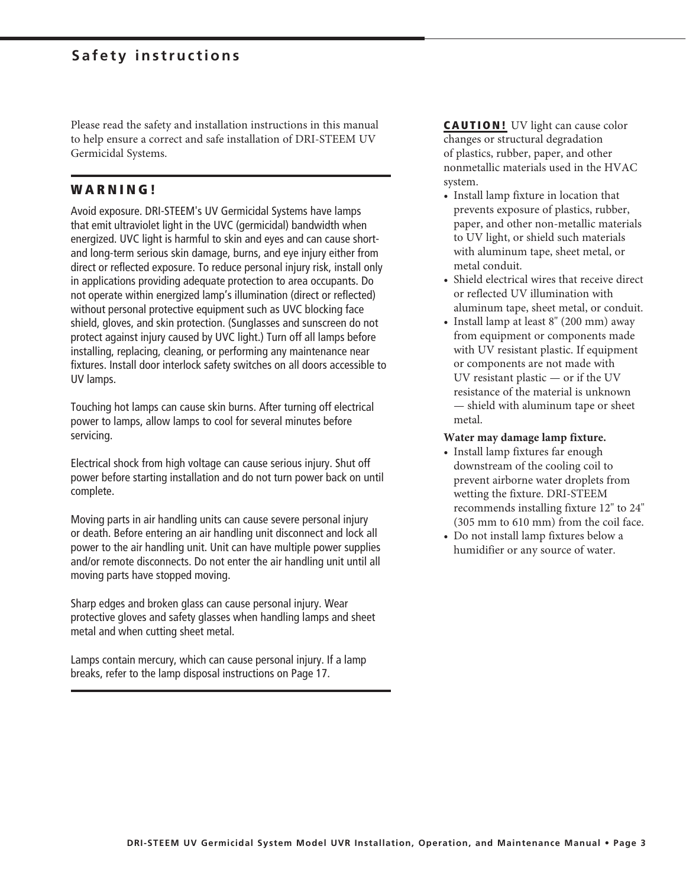# Safety instructions

Please read the safety and installation instructions in this manual to help ensure a correct and safe installation of DRI-STEEM UV Germicidal Systems.

## WARNING!

Avoid exposure. DRI-STEEM's UV Germicidal Systems have lamps that emit ultraviolet light in the UVC (germicidal) bandwidth when energized. UVC light is harmful to skin and eyes and can cause short- and long-term serious skin damage, burns, and eye injury either from direct or reflected exposure. To reduce personal injury risk, install only in applications providing adequate protection to area occupants. Do not operate within energized lamp's illumination (direct or reflected) without personal protective equipment such as UVC blocking face shield, gloves, and skin protection. (Sunglasses and sunscreen do not protect against injury caused by UVC light.) Turn off all lamps before installing, replacing, cleaning, or performing any maintenance near fixtures. Install door interlock safety switches on all doors accessible to UV lamps.

Touching hot lamps can cause skin burns. After turning off electrical power to lamps, allow lamps to cool for several minutes before servicing.

Electrical shock from high voltage can cause serious injury. Shut off power before starting installation and do not turn power back on until complete.

Moving parts in air handling units can cause severe personal injury or death. Before entering an air handling unit disconnect and lock all power to the air handling unit. Unit can have multiple power supplies and/or remote disconnects. Do not enter the air handling unit until all moving parts have stopped moving.

Sharp edges and broken glass can cause personal injury. Wear protective gloves and safety glasses when handling lamps and sheet metal and when cutting sheet metal.

Lamps contain mercury, which can cause personal injury. If a lamp breaks, refer to the lamp disposal instructions on Page 17.

**CAUTION!** UV light can cause color changes or structural degradation of plastics, rubber, paper, and other nonmetallic materials used in the HVAC system.

- Install lamp fixture in location that prevents exposure of plastics, rubber, paper, and other non-metallic materials to UV light, or shield such materials with aluminum tape, sheet metal, or metal conduit.
- Shield electrical wires that receive direct or reflected UV illumination with aluminum tape, sheet metal, or conduit.
- Install lamp at least 8" (200 mm) away from equipment or components made with UV resistant plastic. If equipment or components are not made with UV resistant plastic — or if the UV resistance of the material is unknown — shield with aluminum tape or sheet metal.

**Water may damage lamp fixture.**

- Install lamp fixtures far enough downstream of the cooling coil to prevent airborne water droplets from wetting the fixture. DRI-STEEM recommends installing fixture 12" to 24" (305 mm to 610 mm) from the coil face.
- Do not install lamp fixtures below a humidifier or any source of water.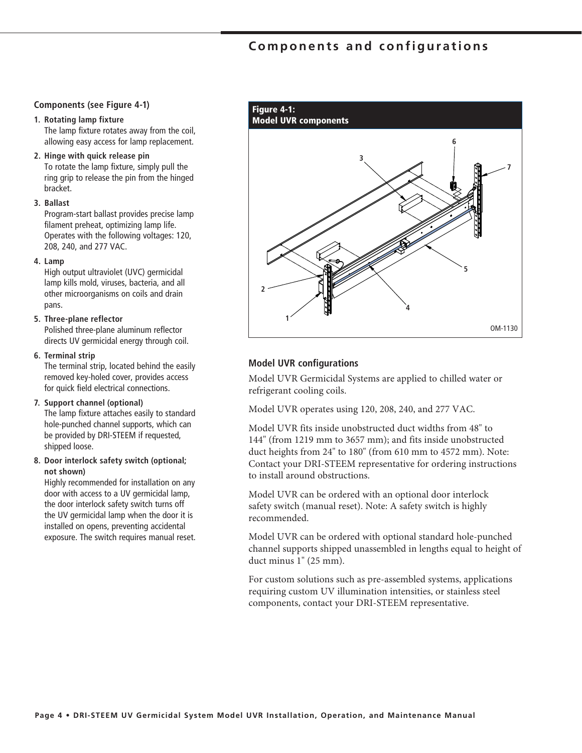# Components and configurations

## Components (see Figure 4-1)

1. **Rotating lamp fixture**
   The lamp fixture rotates away from the coil, allowing easy access for lamp replacement.
2. **Hinge with quick release pin**
   To rotate the lamp fixture, simply pull the ring grip to release the pin from the hinged bracket.
3. **Ballast**
   Program-start ballast provides precise lamp filament preheat, optimizing lamp life. Operates with the following voltages: 120, 208, 240, and 277 VAC.
4. **Lamp**
   High output ultraviolet (UVC) germicidal lamp kills mold, viruses, bacteria, and all other microorganisms on coils and drain pans.
5. **Three-plane reflector**
   Polished three-plane aluminum reflector directs UV germicidal energy through coil.
6. **Terminal strip**
   The terminal strip, located behind the easily removed key-holed cover, provides access for quick field electrical connections.
7. **Support channel (optional)**
   The lamp fixture attaches easily to standard hole-punched channel supports, which can be provided by DRI-STEEM if requested, shipped loose.
8. **Door interlock safety switch (optional; not shown)**
   Highly recommended for installation on any door with access to a UV germicidal lamp, the door interlock safety switch turns off the UV germicidal lamp when the door it is installed on opens, preventing accidental exposure. The switch requires manual reset.

**Figure 4-1:**
**Model UVR components**

OM-1130

## Model UVR configurations

Model UVR Germicidal Systems are applied to chilled water or refrigerant cooling coils.

Model UVR operates using 120, 208, 240, and 277 VAC.

Model UVR fits inside unobstructed duct widths from 48" to 144" (from 1219 mm to 3657 mm); and fits inside unobstructed duct heights from 24" to 180" (from 610 mm to 4572 mm). Note: Contact your DRI-STEEM representative for ordering instructions to install around obstructions.

Model UVR can be ordered with an optional door interlock safety switch (manual reset). Note: A safety switch is highly recommended.

Model UVR can be ordered with optional standard hole-punched channel supports shipped unassembled in lengths equal to height of duct minus 1" (25 mm).

For custom solutions such as pre-assembled systems, applications requiring custom UV illumination intensities, or stainless steel components, contact your DRI-STEEM representative.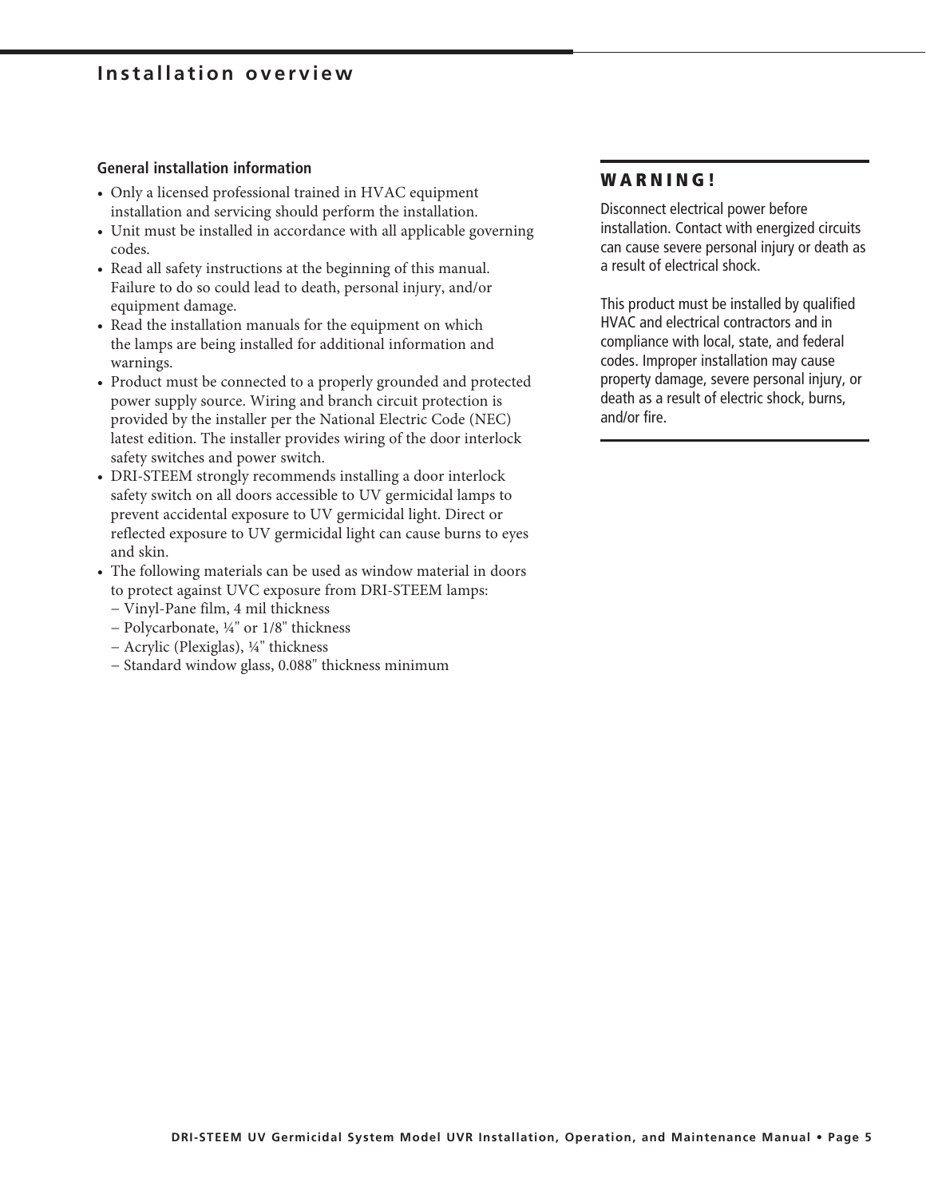# Installation overview

### General installation information

- Only a licensed professional trained in HVAC equipment installation and servicing should perform the installation.
- Unit must be installed in accordance with all applicable governing codes.
- Read all safety instructions at the beginning of this manual. Failure to do so could lead to death, personal injury, and/or equipment damage.
- Read the installation manuals for the equipment on which the lamps are being installed for additional information and warnings.
- Product must be connected to a properly grounded and protected power supply source. Wiring and branch circuit protection is provided by the installer per the National Electric Code (NEC) latest edition. The installer provides wiring of the door interlock safety switches and power switch.
- DRI-STEEM strongly recommends installing a door interlock safety switch on all doors accessible to UV germicidal lamps to prevent accidental exposure to UV germicidal light. Direct or reflected exposure to UV germicidal light can cause burns to eyes and skin.
- The following materials can be used as window material in doors to protect against UVC exposure from DRI-STEEM lamps:
  - Vinyl-Pane film, 4 mil thickness
  - Polycarbonate, ¼" or 1/8" thickness
  - Acrylic (Plexiglas), ¼" thickness
  - Standard window glass, 0.088" thickness minimum

## WARNING!

Disconnect electrical power before installation. Contact with energized circuits can cause severe personal injury or death as a result of electrical shock.

This product must be installed by qualified HVAC and electrical contractors and in compliance with local, state, and federal codes. Improper installation may cause property damage, severe personal injury, or death as a result of electric shock, burns, and/or fire.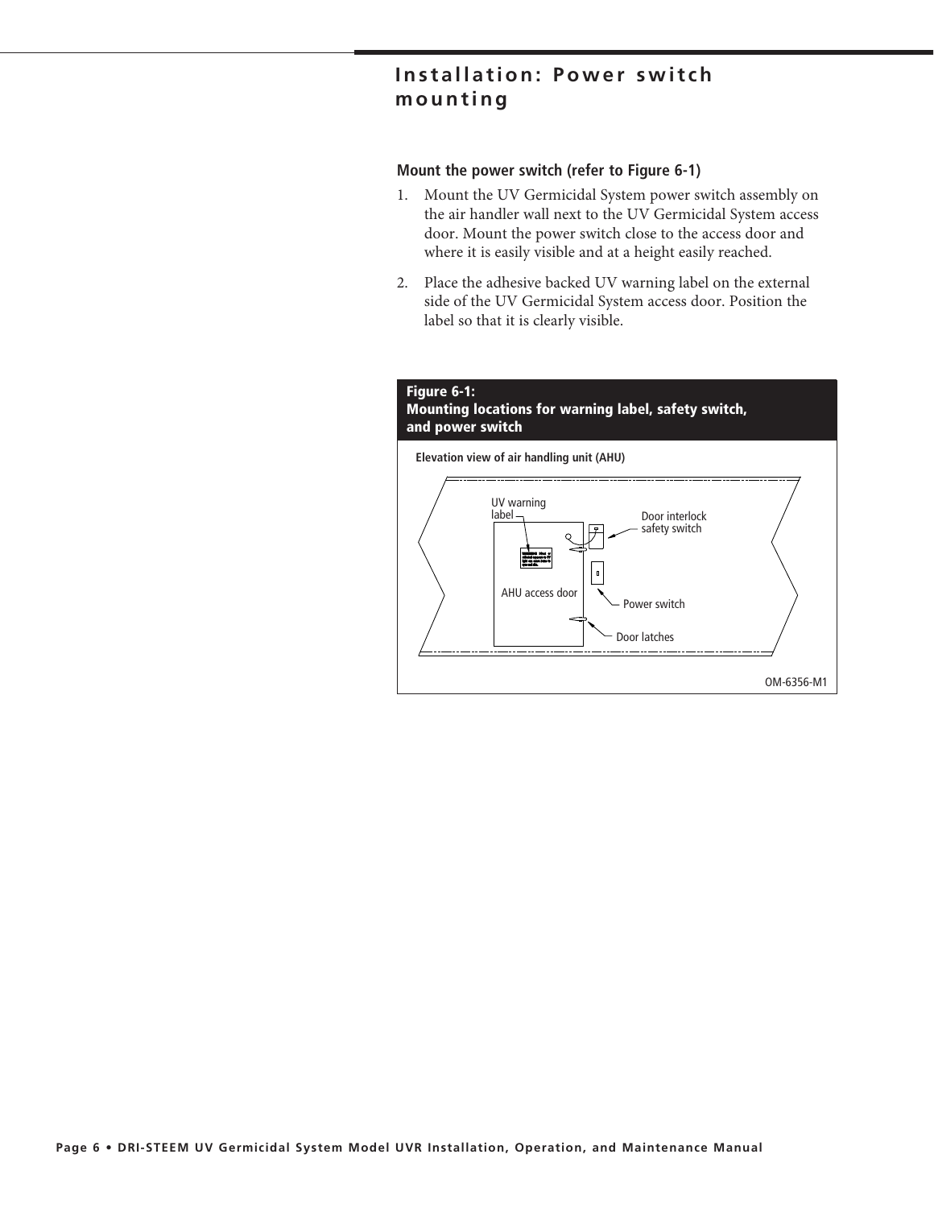# Installation: Power switch mounting

**Mount the power switch (refer to Figure 6-1)**

1. Mount the UV Germicidal System power switch assembly on the air handler wall next to the UV Germicidal System access door. Mount the power switch close to the access door and where it is easily visible and at a height easily reached.
2. Place the adhesive backed UV warning label on the external side of the UV Germicidal System access door. Position the label so that it is clearly visible.

**Figure 6-1: Mounting locations for warning label, safety switch, and power switch**

Elevation view of air handling unit (AHU)

UV warning label

Door interlock safety switch

AHU access door

Power switch

Door latches

OM-6356-M1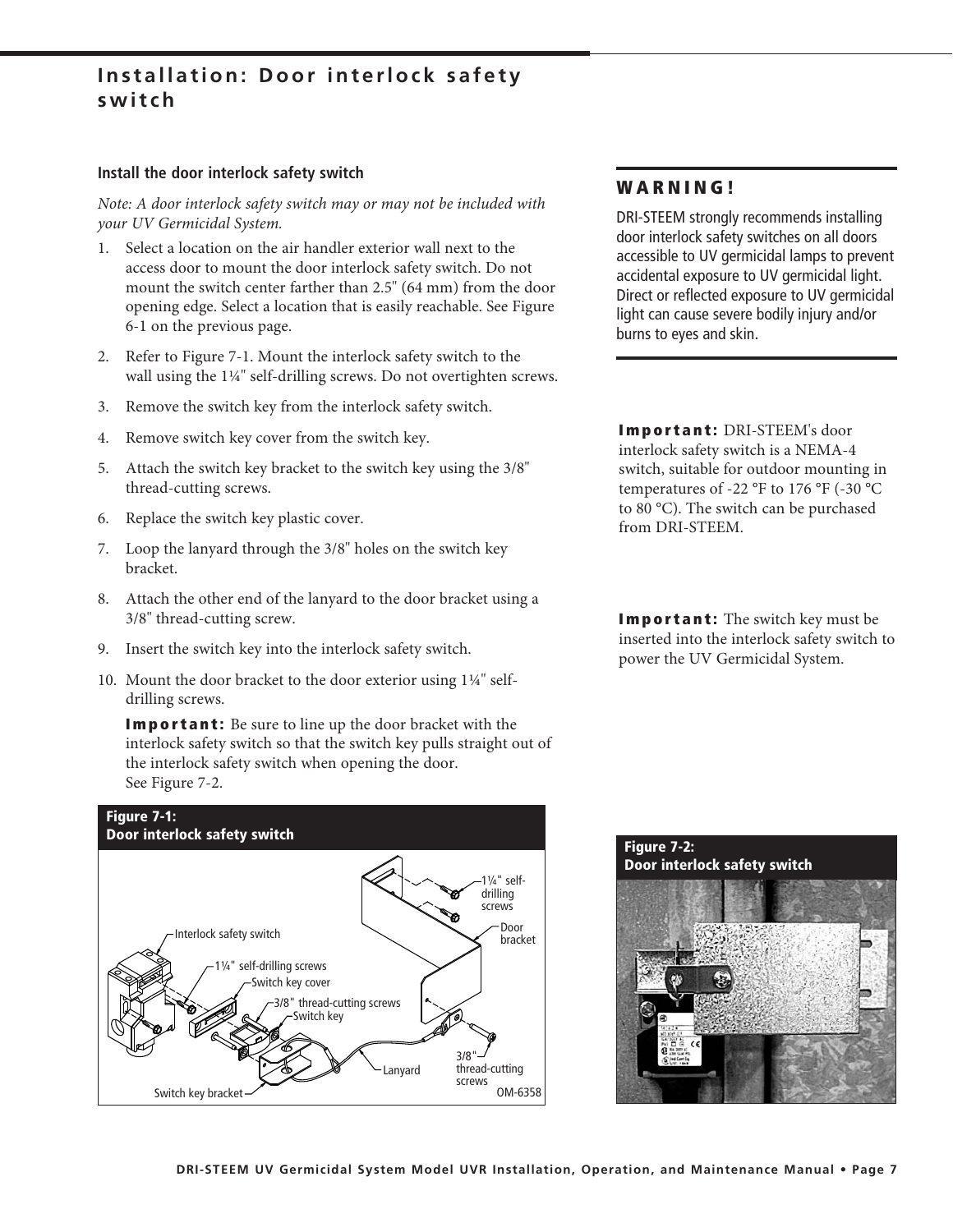# Installation: Door interlock safety switch

## Install the door interlock safety switch

*Note: A door interlock safety switch may or may not be included with your UV Germicidal System.*

1. Select a location on the air handler exterior wall next to the access door to mount the door interlock safety switch. Do not mount the switch center farther than 2.5" (64 mm) from the door opening edge. Select a location that is easily reachable. See Figure 6-1 on the previous page.
2. Refer to Figure 7-1. Mount the interlock safety switch to the wall using the 1¼" self-drilling screws. Do not overtighten screws.
3. Remove the switch key from the interlock safety switch.
4. Remove switch key cover from the switch key.
5. Attach the switch key bracket to the switch key using the 3/8" thread-cutting screws.
6. Replace the switch key plastic cover.
7. Loop the lanyard through the 3/8" holes on the switch key bracket.
8. Attach the other end of the lanyard to the door bracket using a 3/8" thread-cutting screw.
9. Insert the switch key into the interlock safety switch.
10. Mount the door bracket to the door exterior using 1¼" self-drilling screws.

    **Important:** Be sure to line up the door bracket with the interlock safety switch so that the switch key pulls straight out of the interlock safety switch when opening the door. See Figure 7-2.

**Figure 7-1: Door interlock safety switch**

Interlock safety switch; 1¼" self-drilling screws; Switch key cover; 3/8" thread-cutting screws; Switch key; Switch key bracket; Lanyard; 1¼" self-drilling screws; Door bracket; 3/8" thread-cutting screws; OM-6358

### WARNING!

DRI-STEEM strongly recommends installing door interlock safety switches on all doors accessible to UV germicidal lamps to prevent accidental exposure to UV germicidal light. Direct or reflected exposure to UV germicidal light can cause severe bodily injury and/or burns to eyes and skin.

**Important:** DRI-STEEM's door interlock safety switch is a NEMA-4 switch, suitable for outdoor mounting in temperatures of -22 °F to 176 °F (-30 °C to 80 °C). The switch can be purchased from DRI-STEEM.

**Important:** The switch key must be inserted into the interlock safety switch to power the UV Germicidal System.

**Figure 7-2: Door interlock safety switch**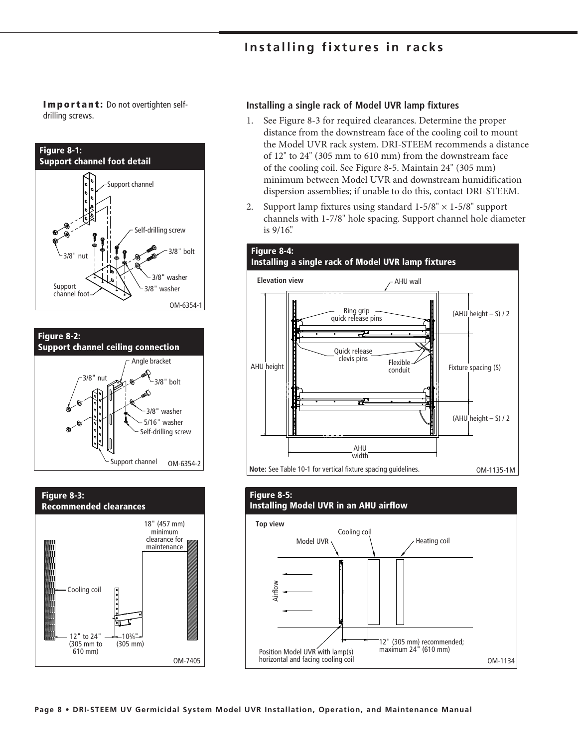## Installing fixtures in racks

**Important:** Do not overtighten self-drilling screws.

**Figure 8-1: Support channel foot detail**

Support channel
Self-drilling screw
3/8" nut
3/8" bolt
3/8" washer
Support channel foot
3/8" washer
OM-6354-1

**Figure 8-2: Support channel ceiling connection**

Angle bracket
3/8" nut
3/8" bolt
3/8" washer
5/16" washer
Self-drilling screw
Support channel
OM-6354-2

**Figure 8-3: Recommended clearances**

18" (457 mm) minimum clearance for maintenance
Cooling coil
12" to 24" (305 mm to 610 mm)
10¾" (305 mm)
OM-7405

### Installing a single rack of Model UVR lamp fixtures

1. See Figure 8-3 for required clearances. Determine the proper distance from the downstream face of the cooling coil to mount the Model UVR rack system. DRI-STEEM recommends a distance of 12" to 24" (305 mm to 610 mm) from the downstream face of the cooling coil. See Figure 8-5. Maintain 24" (305 mm) minimum between Model UVR and downstream humidification dispersion assemblies; if unable to do this, contact DRI-STEEM.
2. Support lamp fixtures using standard 1-5/8" × 1-5/8" support channels with 1-7/8" hole spacing. Support channel hole diameter is 9/16".

**Figure 8-4: Installing a single rack of Model UVR lamp fixtures**

Elevation view
AHU wall
Ring grip quick release pins
(AHU height – S) / 2
Quick release clevis pins
Flexible conduit
AHU height
Fixture spacing (S)
(AHU height – S) / 2
AHU width

**Note:** See Table 10-1 for vertical fixture spacing guidelines.

OM-1135-1M

**Figure 8-5: Installing Model UVR in an AHU airflow**

Top view
Cooling coil
Model UVR
Heating coil
Airflow
Position Model UVR with lamp(s) horizontal and facing cooling coil
12" (305 mm) recommended; maximum 24" (610 mm)
OM-1134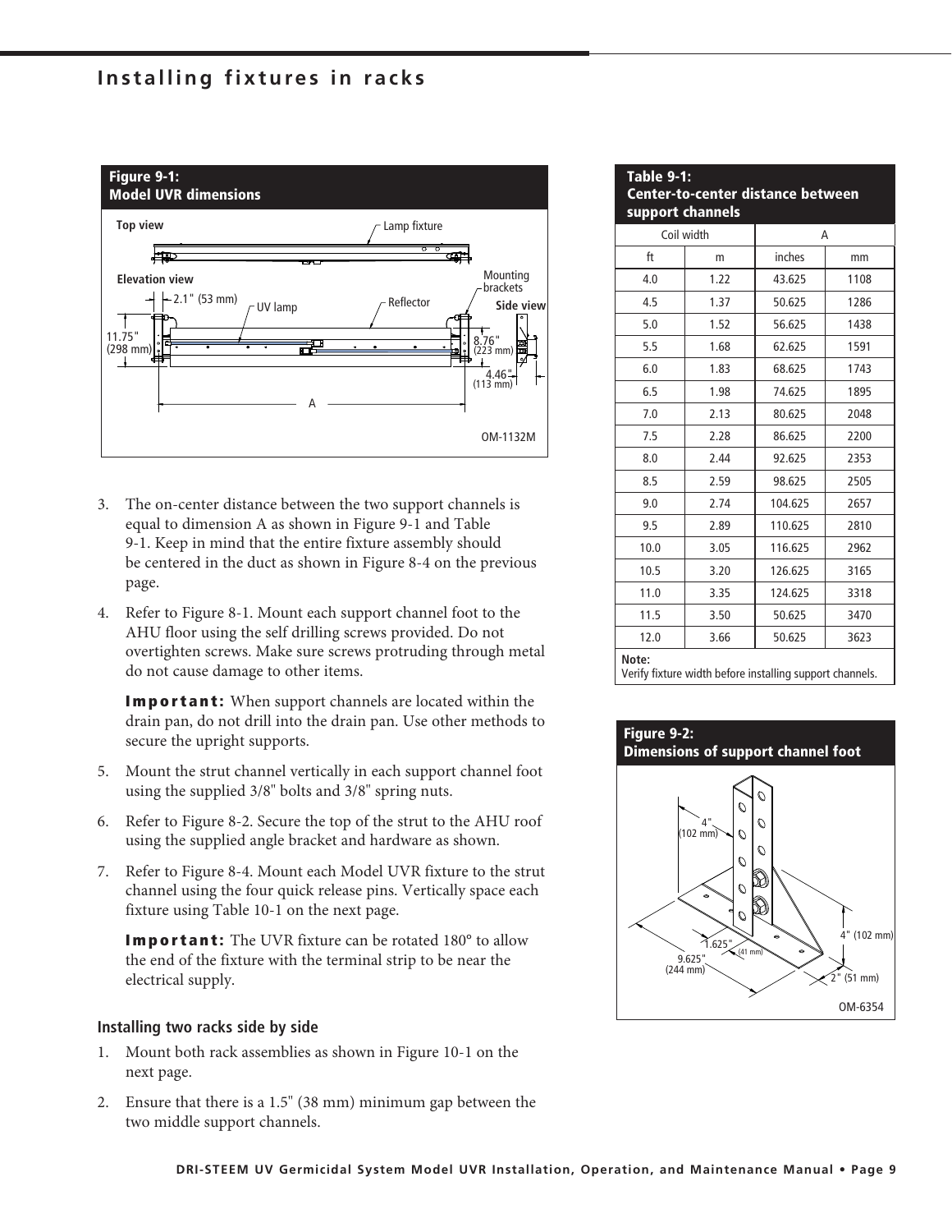# Installing fixtures in racks

**Figure 9-1:**
**Model UVR dimensions**

**Table 9-1:**
**Center-to-center distance between support channels**

| Coil width | | A | |
|---|---|---|---|
| ft | m | inches | mm |
| 4.0 | 1.22 | 43.625 | 1108 |
| 4.5 | 1.37 | 50.625 | 1286 |
| 5.0 | 1.52 | 56.625 | 1438 |
| 5.5 | 1.68 | 62.625 | 1591 |
| 6.0 | 1.83 | 68.625 | 1743 |
| 6.5 | 1.98 | 74.625 | 1895 |
| 7.0 | 2.13 | 80.625 | 2048 |
| 7.5 | 2.28 | 86.625 | 2200 |
| 8.0 | 2.44 | 92.625 | 2353 |
| 8.5 | 2.59 | 98.625 | 2505 |
| 9.0 | 2.74 | 104.625 | 2657 |
| 9.5 | 2.89 | 110.625 | 2810 |
| 10.0 | 3.05 | 116.625 | 2962 |
| 10.5 | 3.20 | 126.625 | 3165 |
| 11.0 | 3.35 | 124.625 | 3318 |
| 11.5 | 3.50 | 50.625 | 3470 |
| 12.0 | 3.66 | 50.625 | 3623 |

**Note:**
Verify fixture width before installing support channels.

3. The on-center distance between the two support channels is equal to dimension A as shown in Figure 9-1 and Table 9-1. Keep in mind that the entire fixture assembly should be centered in the duct as shown in Figure 8-4 on the previous page.
4. Refer to Figure 8-1. Mount each support channel foot to the AHU floor using the self drilling screws provided. Do not overtighten screws. Make sure screws protruding through metal do not cause damage to other items.

   **Important:** When support channels are located within the drain pan, do not drill into the drain pan. Use other methods to secure the upright supports.
5. Mount the strut channel vertically in each support channel foot using the supplied 3/8" bolts and 3/8" spring nuts.
6. Refer to Figure 8-2. Secure the top of the strut to the AHU roof using the supplied angle bracket and hardware as shown.
7. Refer to Figure 8-4. Mount each Model UVR fixture to the strut channel using the four quick release pins. Vertically space each fixture using Table 10-1 on the next page.

   **Important:** The UVR fixture can be rotated 180° to allow the end of the fixture with the terminal strip to be near the electrical supply.

**Figure 9-2:**
**Dimensions of support channel foot**

### Installing two racks side by side

1. Mount both rack assemblies as shown in Figure 10-1 on the next page.
2. Ensure that there is a 1.5" (38 mm) minimum gap between the two middle support channels.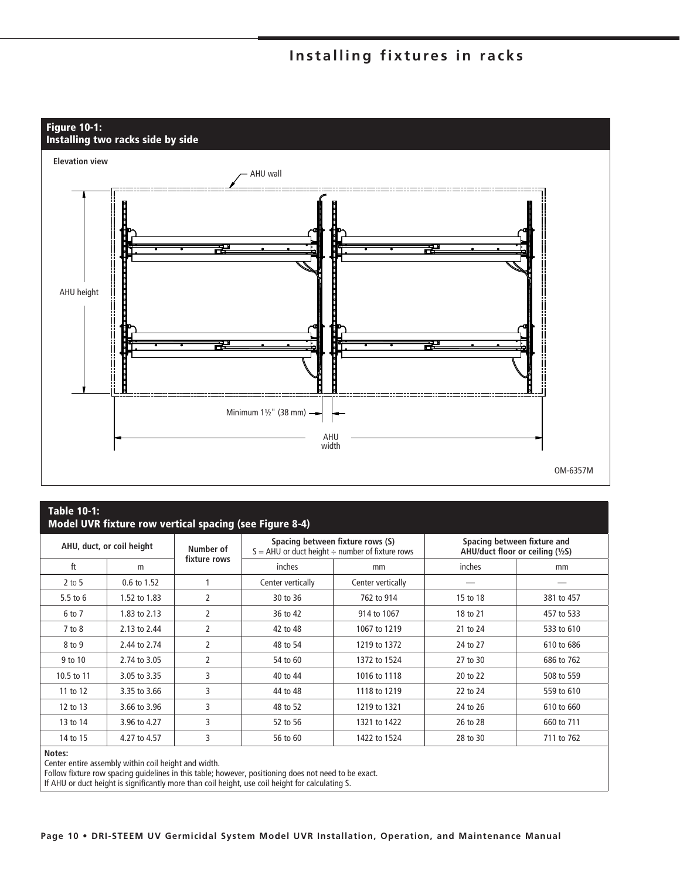# Installing fixtures in racks

**Figure 10-1:**
**Installing two racks side by side**

Elevation view

AHU wall

AHU height

Minimum 1½" (38 mm)

AHU width

OM-6357M

**Table 10-1:**
**Model UVR fixture row vertical spacing (see Figure 8-4)**

| AHU, duct, or coil height | | Number of fixture rows | Spacing between fixture rows (S) S = AHU or duct height ÷ number of fixture rows | | Spacing between fixture and AHU/duct floor or ceiling (½S) | |
|---|---|---|---|---|---|---|
| ft | m | | inches | mm | inches | mm |
| 2 to 5 | 0.6 to 1.52 | 1 | Center vertically | Center vertically | — | — |
| 5.5 to 6 | 1.52 to 1.83 | 2 | 30 to 36 | 762 to 914 | 15 to 18 | 381 to 457 |
| 6 to 7 | 1.83 to 2.13 | 2 | 36 to 42 | 914 to 1067 | 18 to 21 | 457 to 533 |
| 7 to 8 | 2.13 to 2.44 | 2 | 42 to 48 | 1067 to 1219 | 21 to 24 | 533 to 610 |
| 8 to 9 | 2.44 to 2.74 | 2 | 48 to 54 | 1219 to 1372 | 24 to 27 | 610 to 686 |
| 9 to 10 | 2.74 to 3.05 | 2 | 54 to 60 | 1372 to 1524 | 27 to 30 | 686 to 762 |
| 10.5 to 11 | 3.05 to 3.35 | 3 | 40 to 44 | 1016 to 1118 | 20 to 22 | 508 to 559 |
| 11 to 12 | 3.35 to 3.66 | 3 | 44 to 48 | 1118 to 1219 | 22 to 24 | 559 to 610 |
| 12 to 13 | 3.66 to 3.96 | 3 | 48 to 52 | 1219 to 1321 | 24 to 26 | 610 to 660 |
| 13 to 14 | 3.96 to 4.27 | 3 | 52 to 56 | 1321 to 1422 | 26 to 28 | 660 to 711 |
| 14 to 15 | 4.27 to 4.57 | 3 | 56 to 60 | 1422 to 1524 | 28 to 30 | 711 to 762 |

**Notes:**
Center entire assembly within coil height and width.
Follow fixture row spacing guidelines in this table; however, positioning does not need to be exact.
If AHU or duct height is significantly more than coil height, use coil height for calculating S.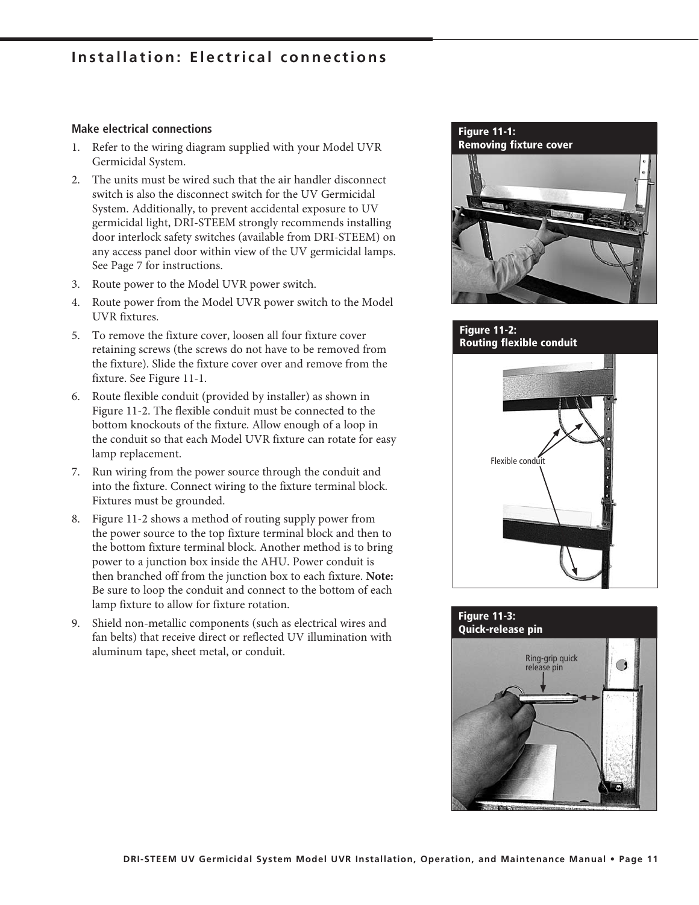# Installation: Electrical connections

## Make electrical connections

1. Refer to the wiring diagram supplied with your Model UVR Germicidal System.
2. The units must be wired such that the air handler disconnect switch is also the disconnect switch for the UV Germicidal System. Additionally, to prevent accidental exposure to UV germicidal light, DRI-STEEM strongly recommends installing door interlock safety switches (available from DRI-STEEM) on any access panel door within view of the UV germicidal lamps. See Page 7 for instructions.
3. Route power to the Model UVR power switch.
4. Route power from the Model UVR power switch to the Model UVR fixtures.
5. To remove the fixture cover, loosen all four fixture cover retaining screws (the screws do not have to be removed from the fixture). Slide the fixture cover over and remove from the fixture. See Figure 11-1.
6. Route flexible conduit (provided by installer) as shown in Figure 11-2. The flexible conduit must be connected to the bottom knockouts of the fixture. Allow enough of a loop in the conduit so that each Model UVR fixture can rotate for easy lamp replacement.
7. Run wiring from the power source through the conduit and into the fixture. Connect wiring to the fixture terminal block. Fixtures must be grounded.
8. Figure 11-2 shows a method of routing supply power from the power source to the top fixture terminal block and then to the bottom fixture terminal block. Another method is to bring power to a junction box inside the AHU. Power conduit is then branched off from the junction box to each fixture. **Note:** Be sure to loop the conduit and connect to the bottom of each lamp fixture to allow for fixture rotation.
9. Shield non-metallic components (such as electrical wires and fan belts) that receive direct or reflected UV illumination with aluminum tape, sheet metal, or conduit.

**Figure 11-1: Removing fixture cover**

**Figure 11-2: Routing flexible conduit**

Flexible conduit

**Figure 11-3: Quick-release pin**

Ring-grip quick release pin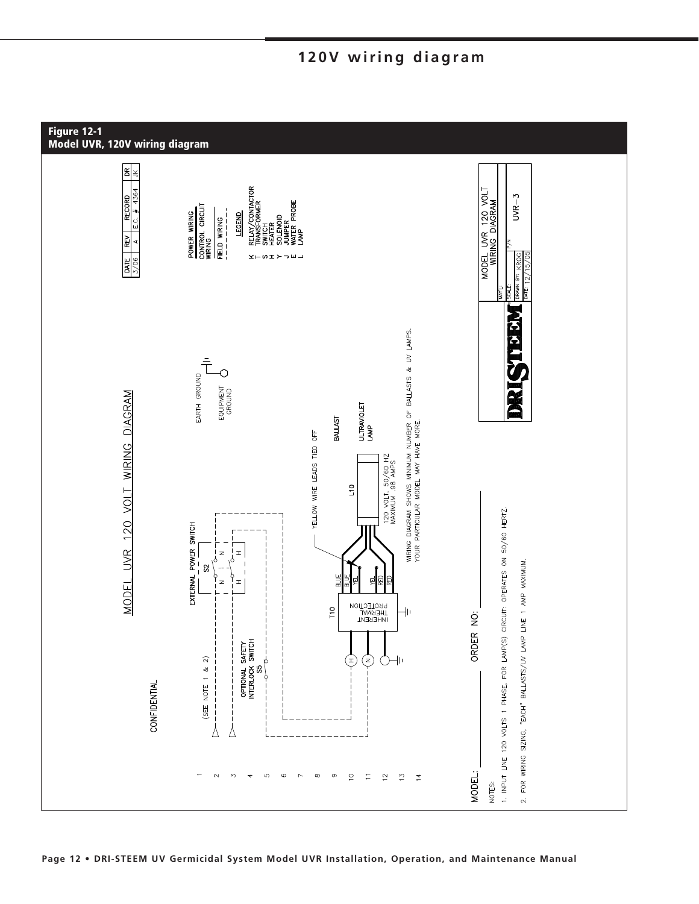# 120V wiring diagram

**Figure 12-1**
**Model UVR, 120V wiring diagram**

MODEL UVR 120 VOLT WIRING DIAGRAM

CONFIDENTIAL

(SEE NOTE 1 & 2)

OPTIONAL SAFETY INTERLOCK SWITCH S5

EXTERNAL POWER SWITCH S2

T10 INHERENT THERMAL PROTECTION

BLUE BLUE YEL YEL RED RED

YELLOW WIRE LEADS TIED OFF

BALLAST

L10

ULTRAVIOLET LAMP

120 VOLT, 50/60 HZ MAXIMUM .98 AMPS

EARTH GROUND

EQUIPMENT GROUND

WIRING DIAGRAM SHOWS MINIMUM NUMBER OF BALLASTS & UV LAMPS. YOUR PARTICULAR MODEL MAY HAVE MORE.

| DATE | REV | RECORD | DR |
|---|---|---|---|
| 3/06 | A | E.C. # 4364 | JK |

POWER WIRING

CONTROL CIRCUIT WIRING

FIELD WIRING

**LEGEND**

- K RELAY/CONTACTOR
- T TRANSFORMER
- S SWITCH
- H HEATER
- Y SOLENOID
- J JUMPER
- E WATER PROBE
- L LAMP

MODEL: ________ ORDER NO: ________

NOTES:

1. INPUT LINE 120 VOLTS 1 PHASE. FOR LAMP(S) CIRCUIT: OPERATES ON 50/60 HERTZ.
2. FOR WIRING SIZING, "EACH" BALLASTS/UV LAMP LINE 1 AMP MAXIMUM.

DRI-STEEM

| | |
|---|---|
| MAT'L: | MODEL UVR 120 VOLT WIRING DIAGRAM |
| SCALE: | P/N |
| DRAWN BY: KROG | UVR-3 |
| DATE: 12/15/05 | |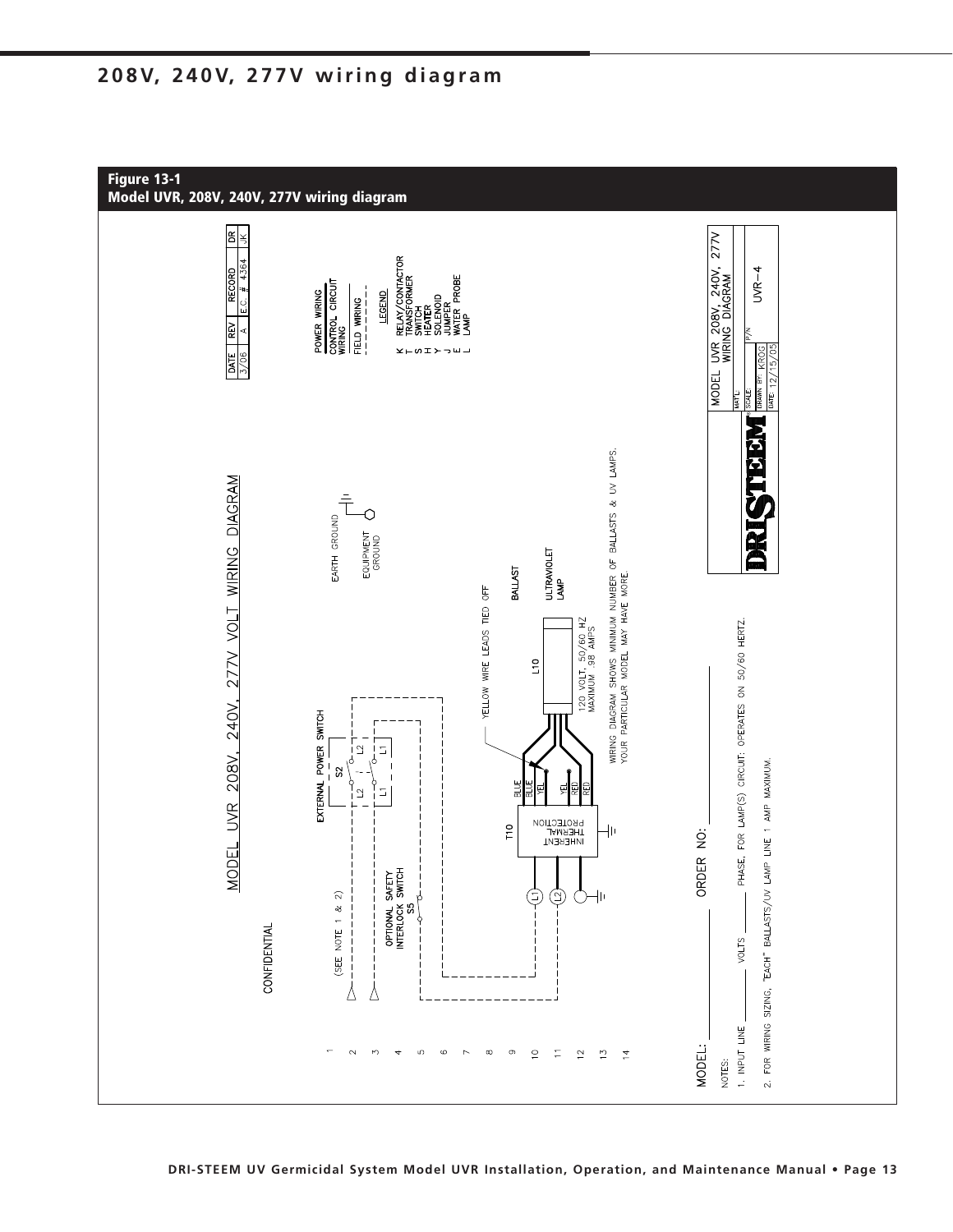# 208V, 240V, 277V wiring diagram

**Figure 13-1**
**Model UVR, 208V, 240V, 277V wiring diagram**

MODEL UVR 208V, 240V, 277V VOLT WIRING DIAGRAM

CONFIDENTIAL

| DATE | REV | RECORD | DR |
|---|---|---|---|
| 3/06 | A | E.C. # 4364 | JK |

POWER WIRING
CONTROL CIRCUIT WIRING
FIELD WIRING

LEGEND

- K RELAY/CONTACTOR
- T TRANSFORMER
- S SWITCH
- H HEATER
- Y SOLENOID
- J JUMPER
- E WATER PROBE
- L LAMP

EARTH GROUND
EQUIPMENT GROUND

(SEE NOTE 1 & 2)

EXTERNAL POWER SWITCH S2

OPTIONAL SAFETY INTERLOCK SWITCH S5

T10 INHERENT THERMAL PROTECTION

BLUE, BLUE, YEL, YEL, RED, RED

YELLOW WIRE LEADS TIED OFF

BALLAST

L10

ULTRAVIOLET LAMP

120 VOLT, 50/60 HZ MAXIMUM .98 AMPS

WIRING DIAGRAM SHOWS MINIMUM NUMBER OF BALLASTS & UV LAMPS. YOUR PARTICULAR MODEL MAY HAVE MORE.

MODEL: ______ ORDER NO: ______

NOTES:

1. INPUT LINE ______ VOLTS ______ PHASE, FOR LAMP(S) CIRCUIT: OPERATES ON 50/60 HERTZ.
2. FOR WIRING SIZING, "EACH" BALLASTS/UV LAMP LINE 1 AMP MAXIMUM.

DRI-STEEM

MODEL UVR 208V, 240V, 277V WIRING DIAGRAM

MAT'L:
SCALE:
DRAWN BY: KROG
DATE: 12/15/05
P/N: UVR-4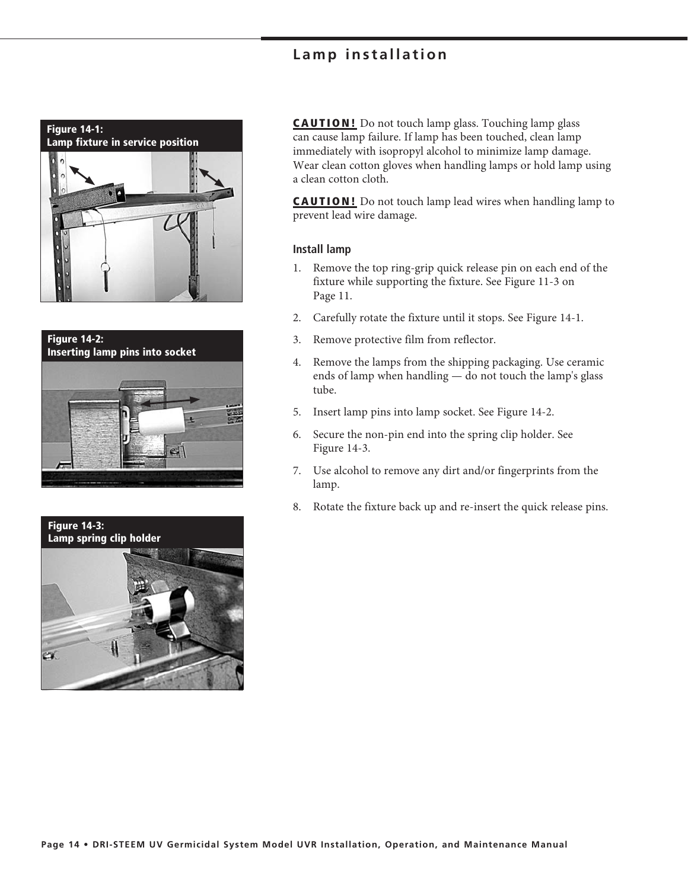# Lamp installation

Figure 14-1:
Lamp fixture in service position

Figure 14-2:
Inserting lamp pins into socket

Figure 14-3:
Lamp spring clip holder

**CAUTION!** Do not touch lamp glass. Touching lamp glass can cause lamp failure. If lamp has been touched, clean lamp immediately with isopropyl alcohol to minimize lamp damage. Wear clean cotton gloves when handling lamps or hold lamp using a clean cotton cloth.

**CAUTION!** Do not touch lamp lead wires when handling lamp to prevent lead wire damage.

### Install lamp

1. Remove the top ring-grip quick release pin on each end of the fixture while supporting the fixture. See Figure 11-3 on Page 11.
2. Carefully rotate the fixture until it stops. See Figure 14-1.
3. Remove protective film from reflector.
4. Remove the lamps from the shipping packaging. Use ceramic ends of lamp when handling — do not touch the lamp's glass tube.
5. Insert lamp pins into lamp socket. See Figure 14-2.
6. Secure the non-pin end into the spring clip holder. See Figure 14-3.
7. Use alcohol to remove any dirt and/or fingerprints from the lamp.
8. Rotate the fixture back up and re-insert the quick release pins.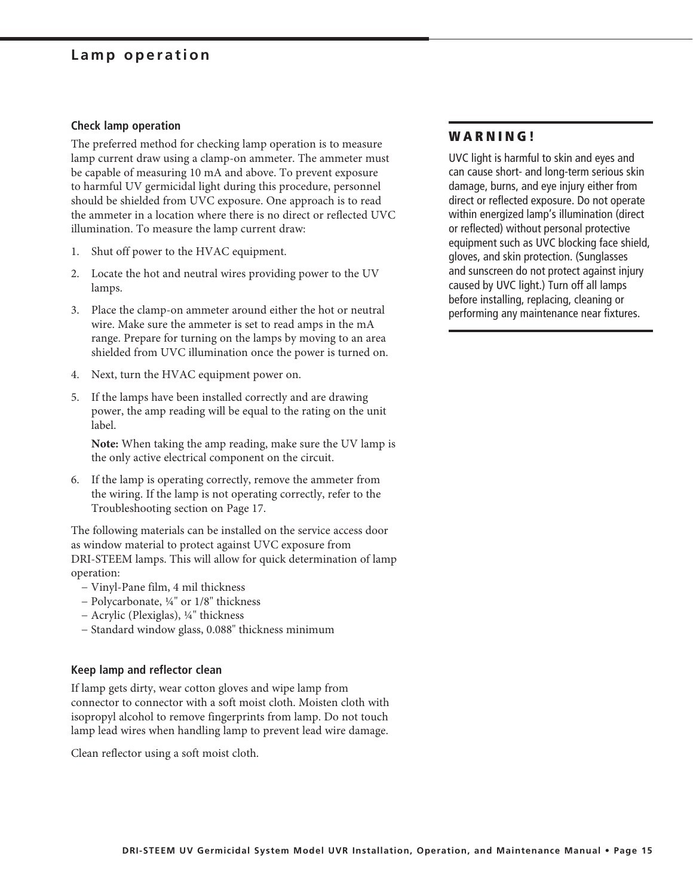# Lamp operation

### Check lamp operation

The preferred method for checking lamp operation is to measure lamp current draw using a clamp-on ammeter. The ammeter must be capable of measuring 10 mA and above. To prevent exposure to harmful UV germicidal light during this procedure, personnel should be shielded from UVC exposure. One approach is to read the ammeter in a location where there is no direct or reflected UVC illumination. To measure the lamp current draw:

1. Shut off power to the HVAC equipment.
2. Locate the hot and neutral wires providing power to the UV lamps.
3. Place the clamp-on ammeter around either the hot or neutral wire. Make sure the ammeter is set to read amps in the mA range. Prepare for turning on the lamps by moving to an area shielded from UVC illumination once the power is turned on.
4. Next, turn the HVAC equipment power on.
5. If the lamps have been installed correctly and are drawing power, the amp reading will be equal to the rating on the unit label.

   **Note:** When taking the amp reading, make sure the UV lamp is the only active electrical component on the circuit.

6. If the lamp is operating correctly, remove the ammeter from the wiring. If the lamp is not operating correctly, refer to the Troubleshooting section on Page 17.

The following materials can be installed on the service access door as window material to protect against UVC exposure from DRI-STEEM lamps. This will allow for quick determination of lamp operation:

- Vinyl-Pane film, 4 mil thickness
- Polycarbonate, ¼" or 1/8" thickness
- Acrylic (Plexiglas), ¼" thickness
- Standard window glass, 0.088" thickness minimum

### Keep lamp and reflector clean

If lamp gets dirty, wear cotton gloves and wipe lamp from connector to connector with a soft moist cloth. Moisten cloth with isopropyl alcohol to remove fingerprints from lamp. Do not touch lamp lead wires when handling lamp to prevent lead wire damage.

Clean reflector using a soft moist cloth.

### WARNING!

UVC light is harmful to skin and eyes and can cause short- and long-term serious skin damage, burns, and eye injury either from direct or reflected exposure. Do not operate within energized lamp's illumination (direct or reflected) without personal protective equipment such as UVC blocking face shield, gloves, and skin protection. (Sunglasses and sunscreen do not protect against injury caused by UVC light.) Turn off all lamps before installing, replacing, cleaning or performing any maintenance near fixtures.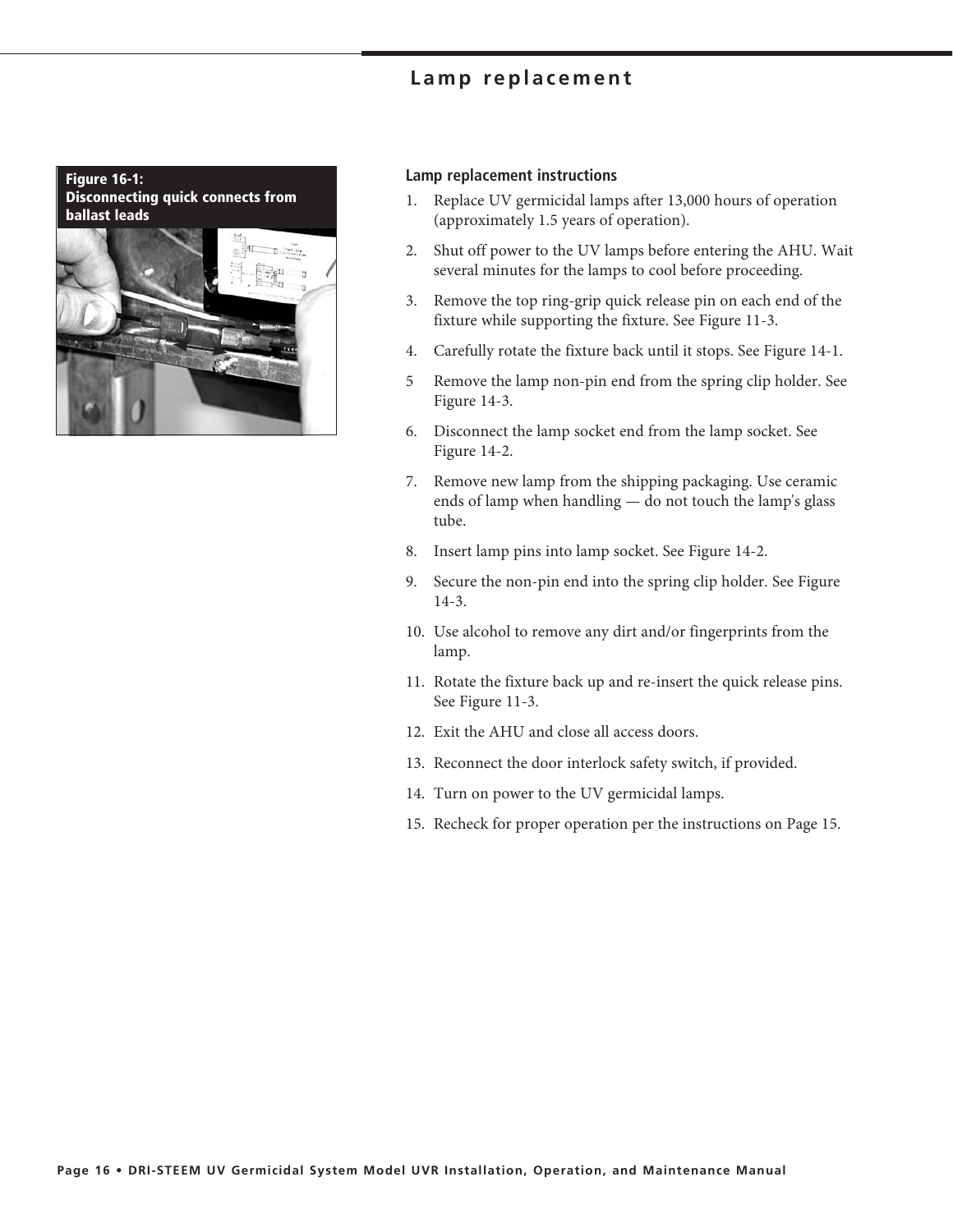# Lamp replacement

Figure 16-1:
Disconnecting quick connects from ballast leads

### Lamp replacement instructions

1. Replace UV germicidal lamps after 13,000 hours of operation (approximately 1.5 years of operation).
2. Shut off power to the UV lamps before entering the AHU. Wait several minutes for the lamps to cool before proceeding.
3. Remove the top ring-grip quick release pin on each end of the fixture while supporting the fixture. See Figure 11-3.
4. Carefully rotate the fixture back until it stops. See Figure 14-1.
5. Remove the lamp non-pin end from the spring clip holder. See Figure 14-3.
6. Disconnect the lamp socket end from the lamp socket. See Figure 14-2.
7. Remove new lamp from the shipping packaging. Use ceramic ends of lamp when handling — do not touch the lamp's glass tube.
8. Insert lamp pins into lamp socket. See Figure 14-2.
9. Secure the non-pin end into the spring clip holder. See Figure 14-3.
10. Use alcohol to remove any dirt and/or fingerprints from the lamp.
11. Rotate the fixture back up and re-insert the quick release pins. See Figure 11-3.
12. Exit the AHU and close all access doors.
13. Reconnect the door interlock safety switch, if provided.
14. Turn on power to the UV germicidal lamps.
15. Recheck for proper operation per the instructions on Page 15.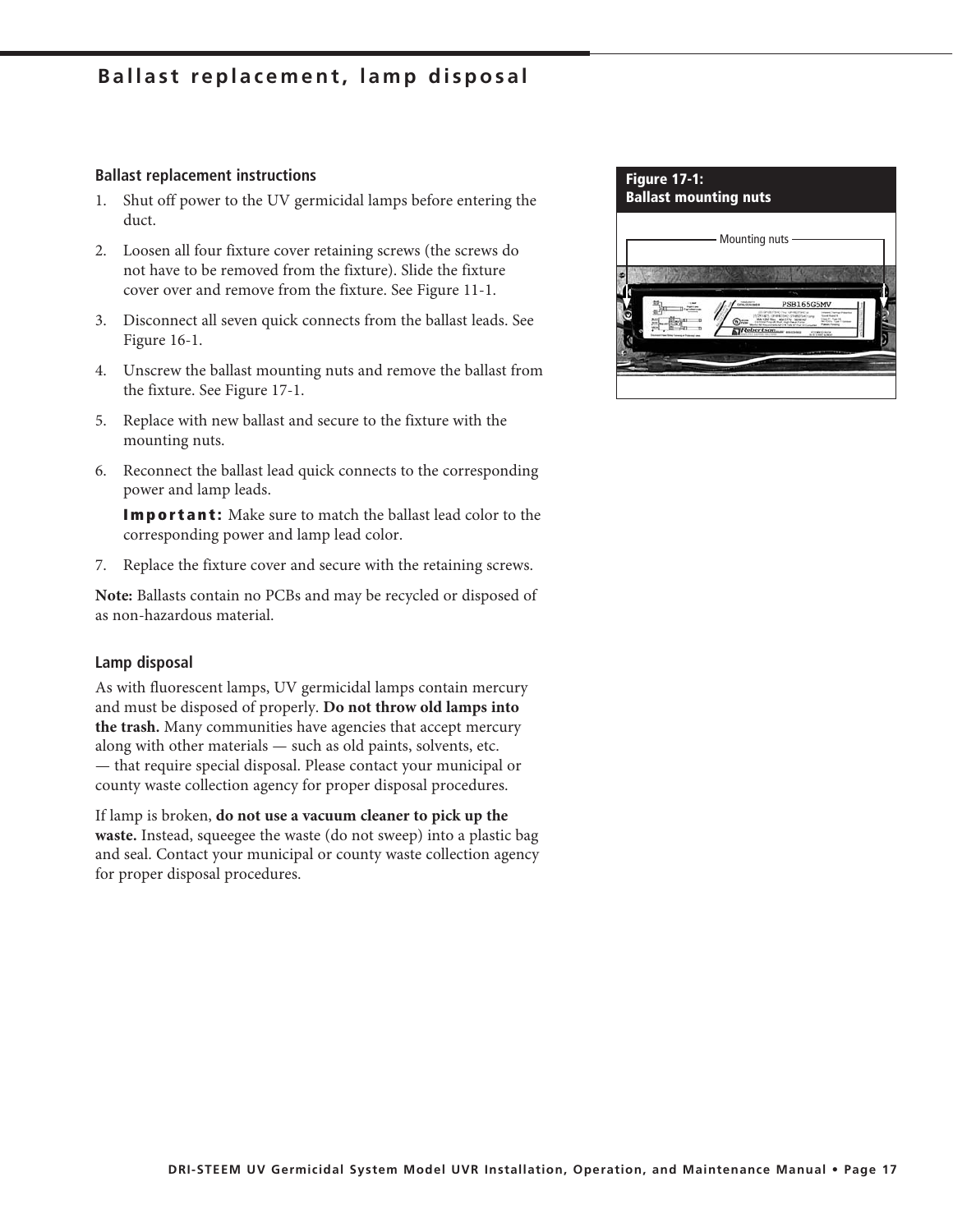# Ballast replacement, lamp disposal

### Ballast replacement instructions

1. Shut off power to the UV germicidal lamps before entering the duct.
2. Loosen all four fixture cover retaining screws (the screws do not have to be removed from the fixture). Slide the fixture cover over and remove from the fixture. See Figure 11-1.
3. Disconnect all seven quick connects from the ballast leads. See Figure 16-1.
4. Unscrew the ballast mounting nuts and remove the ballast from the fixture. See Figure 17-1.
5. Replace with new ballast and secure to the fixture with the mounting nuts.
6. Reconnect the ballast lead quick connects to the corresponding power and lamp leads.

   **Important:** Make sure to match the ballast lead color to the corresponding power and lamp lead color.
7. Replace the fixture cover and secure with the retaining screws.

**Note:** Ballasts contain no PCBs and may be recycled or disposed of as non-hazardous material.

### Lamp disposal

As with fluorescent lamps, UV germicidal lamps contain mercury and must be disposed of properly. **Do not throw old lamps into the trash.** Many communities have agencies that accept mercury along with other materials — such as old paints, solvents, etc. — that require special disposal. Please contact your municipal or county waste collection agency for proper disposal procedures.

If lamp is broken, **do not use a vacuum cleaner to pick up the waste.** Instead, squeegee the waste (do not sweep) into a plastic bag and seal. Contact your municipal or county waste collection agency for proper disposal procedures.

**Figure 17-1: Ballast mounting nuts**

Mounting nuts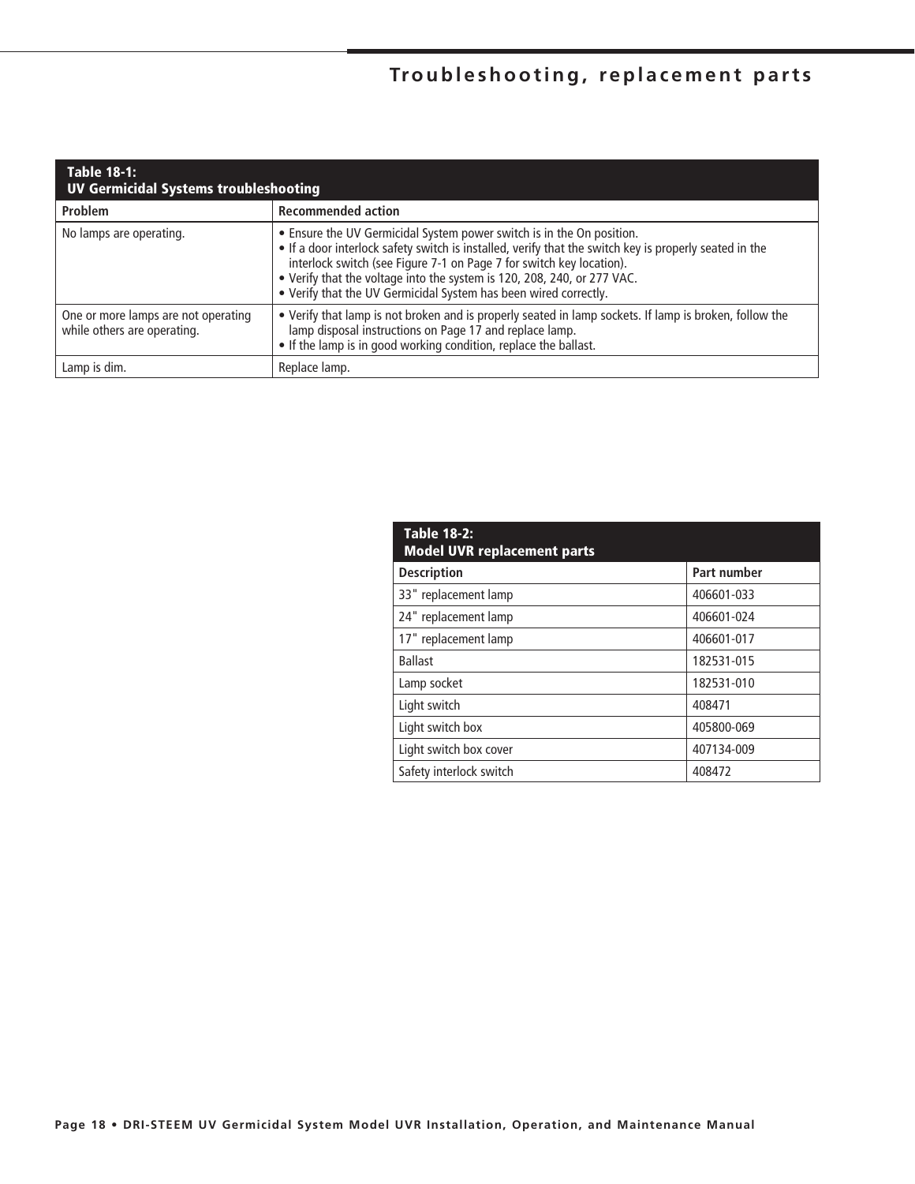# Troubleshooting, replacement parts

**Table 18-1: UV Germicidal Systems troubleshooting**

| Problem | Recommended action |
|---|---|
| No lamps are operating. | • Ensure the UV Germicidal System power switch is in the On position.<br>• If a door interlock safety switch is installed, verify that the switch key is properly seated in the interlock switch (see Figure 7-1 on Page 7 for switch key location).<br>• Verify that the voltage into the system is 120, 208, 240, or 277 VAC.<br>• Verify that the UV Germicidal System has been wired correctly. |
| One or more lamps are not operating while others are operating. | • Verify that lamp is not broken and is properly seated in lamp sockets. If lamp is broken, follow the lamp disposal instructions on Page 17 and replace lamp.<br>• If the lamp is in good working condition, replace the ballast. |
| Lamp is dim. | Replace lamp. |

**Table 18-2: Model UVR replacement parts**

| Description | Part number |
|---|---|
| 33" replacement lamp | 406601-033 |
| 24" replacement lamp | 406601-024 |
| 17" replacement lamp | 406601-017 |
| Ballast | 182531-015 |
| Lamp socket | 182531-010 |
| Light switch | 408471 |
| Light switch box | 405800-069 |
| Light switch box cover | 407134-009 |
| Safety interlock switch | 408472 |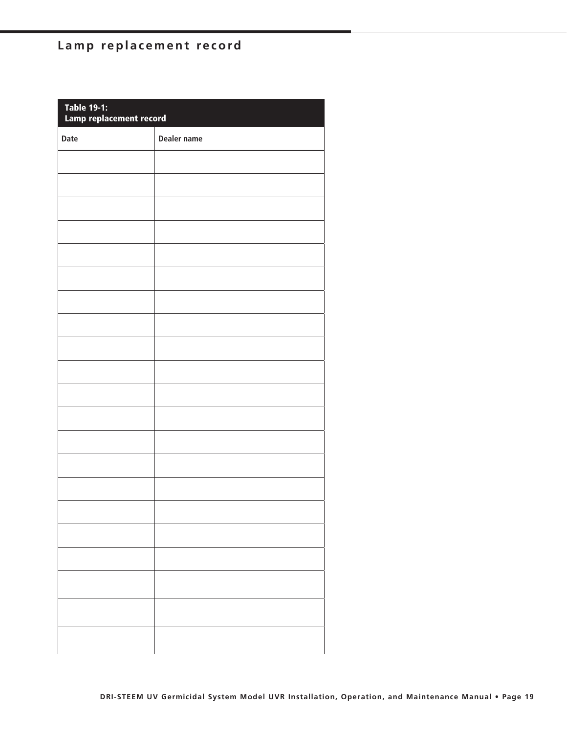## Lamp replacement record

**Table 19-1: Lamp replacement record**

| Date | Dealer name |
|---|---|
| | |
| | |
| | |
| | |
| | |
| | |
| | |
| | |
| | |
| | |
| | |
| | |
| | |
| | |
| | |
| | |
| | |
| | |
| | |
| | |
| | |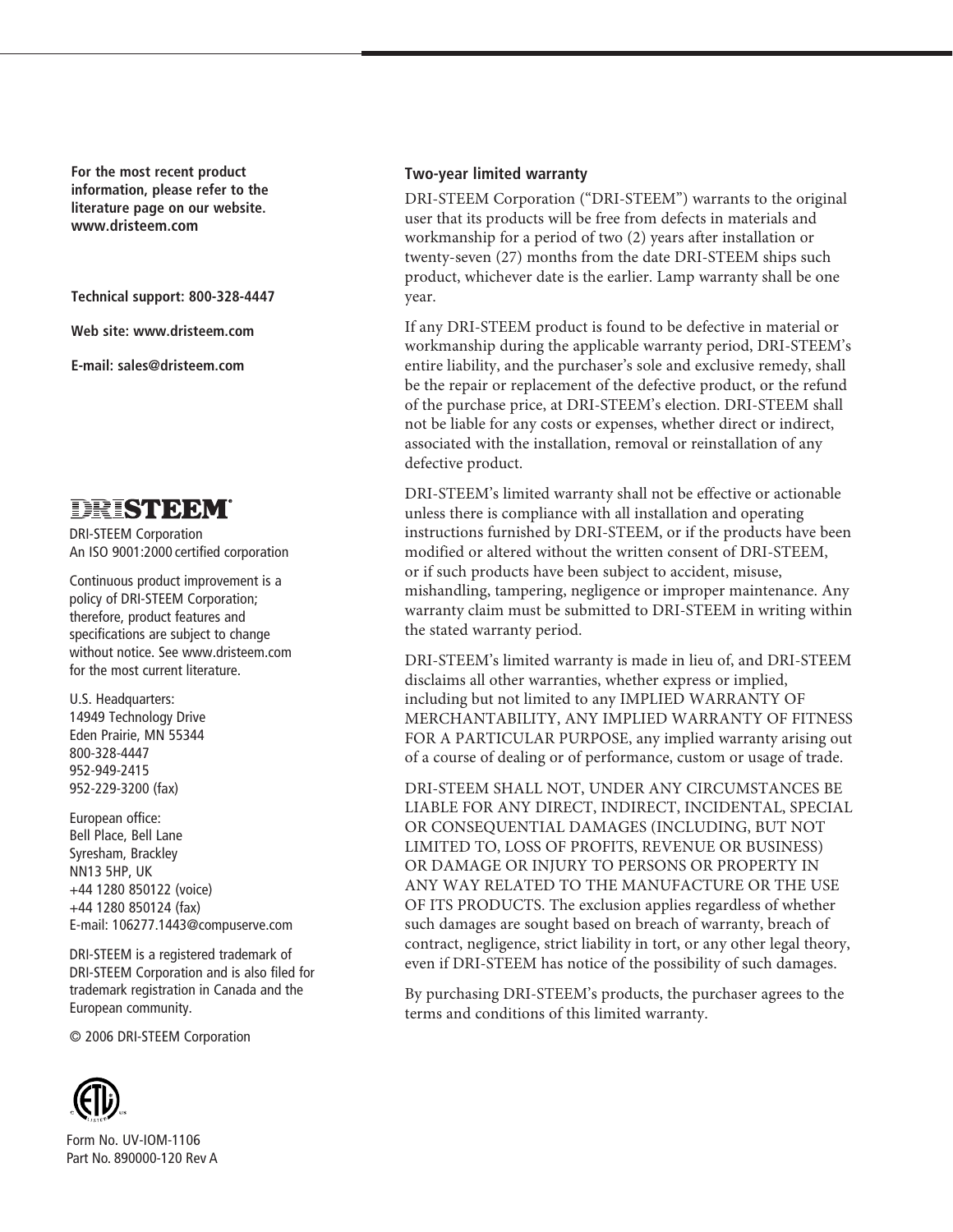**For the most recent product information, please refer to the literature page on our website. www.dristeem.com**

**Technical support: 800-328-4447**

**Web site: www.dristeem.com**

**E-mail: sales@dristeem.com**

DRI-STEEM

DRI-STEEM Corporation
An ISO 9001:2000 certified corporation

Continuous product improvement is a policy of DRI-STEEM Corporation; therefore, product features and specifications are subject to change without notice. See www.dristeem.com for the most current literature.

U.S. Headquarters:
14949 Technology Drive
Eden Prairie, MN 55344
800-328-4447
952-949-2415
952-229-3200 (fax)

European office:
Bell Place, Bell Lane
Syresham, Brackley
NN13 5HP, UK
+44 1280 850122 (voice)
+44 1280 850124 (fax)
E-mail: 106277.1443@compuserve.com

DRI-STEEM is a registered trademark of DRI-STEEM Corporation and is also filed for trademark registration in Canada and the European community.

© 2006 DRI-STEEM Corporation

Form No. UV-IOM-1106
Part No. 890000-120 Rev A

## Two-year limited warranty

DRI-STEEM Corporation ("DRI-STEEM") warrants to the original user that its products will be free from defects in materials and workmanship for a period of two (2) years after installation or twenty-seven (27) months from the date DRI-STEEM ships such product, whichever date is the earlier. Lamp warranty shall be one year.

If any DRI-STEEM product is found to be defective in material or workmanship during the applicable warranty period, DRI-STEEM's entire liability, and the purchaser's sole and exclusive remedy, shall be the repair or replacement of the defective product, or the refund of the purchase price, at DRI-STEEM's election. DRI-STEEM shall not be liable for any costs or expenses, whether direct or indirect, associated with the installation, removal or reinstallation of any defective product.

DRI-STEEM's limited warranty shall not be effective or actionable unless there is compliance with all installation and operating instructions furnished by DRI-STEEM, or if the products have been modified or altered without the written consent of DRI-STEEM, or if such products have been subject to accident, misuse, mishandling, tampering, negligence or improper maintenance. Any warranty claim must be submitted to DRI-STEEM in writing within the stated warranty period.

DRI-STEEM's limited warranty is made in lieu of, and DRI-STEEM disclaims all other warranties, whether express or implied, including but not limited to any IMPLIED WARRANTY OF MERCHANTABILITY, ANY IMPLIED WARRANTY OF FITNESS FOR A PARTICULAR PURPOSE, any implied warranty arising out of a course of dealing or of performance, custom or usage of trade.

DRI-STEEM SHALL NOT, UNDER ANY CIRCUMSTANCES BE LIABLE FOR ANY DIRECT, INDIRECT, INCIDENTAL, SPECIAL OR CONSEQUENTIAL DAMAGES (INCLUDING, BUT NOT LIMITED TO, LOSS OF PROFITS, REVENUE OR BUSINESS) OR DAMAGE OR INJURY TO PERSONS OR PROPERTY IN ANY WAY RELATED TO THE MANUFACTURE OR THE USE OF ITS PRODUCTS. The exclusion applies regardless of whether such damages are sought based on breach of warranty, breach of contract, negligence, strict liability in tort, or any other legal theory, even if DRI-STEEM has notice of the possibility of such damages.

By purchasing DRI-STEEM's products, the purchaser agrees to the terms and conditions of this limited warranty.